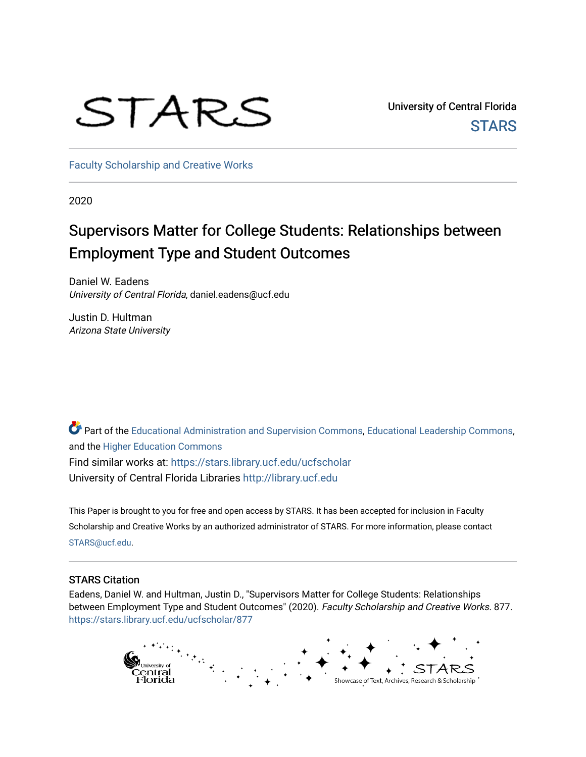University of Central Florida

STARS

Faculty Scholarship and Creative Works

2020

# Supervisors Matter for College Students: Relationships between Employment Type and Student Outcomes

Daniel W. Eadens
*University of Central Florida*, daniel.eadens@ucf.edu

Justin D. Hultman
*Arizona State University*

Part of the Educational Administration and Supervision Commons, Educational Leadership Commons, and the Higher Education Commons

Find similar works at: https://stars.library.ucf.edu/ucfscholar

University of Central Florida Libraries http://library.ucf.edu

This Paper is brought to you for free and open access by STARS. It has been accepted for inclusion in Faculty Scholarship and Creative Works by an authorized administrator of STARS. For more information, please contact STARS@ucf.edu.

## STARS Citation

Eadens, Daniel W. and Hultman, Justin D., "Supervisors Matter for College Students: Relationships between Employment Type and Student Outcomes" (2020). *Faculty Scholarship and Creative Works*. 877.
https://stars.library.ucf.edu/ucfscholar/877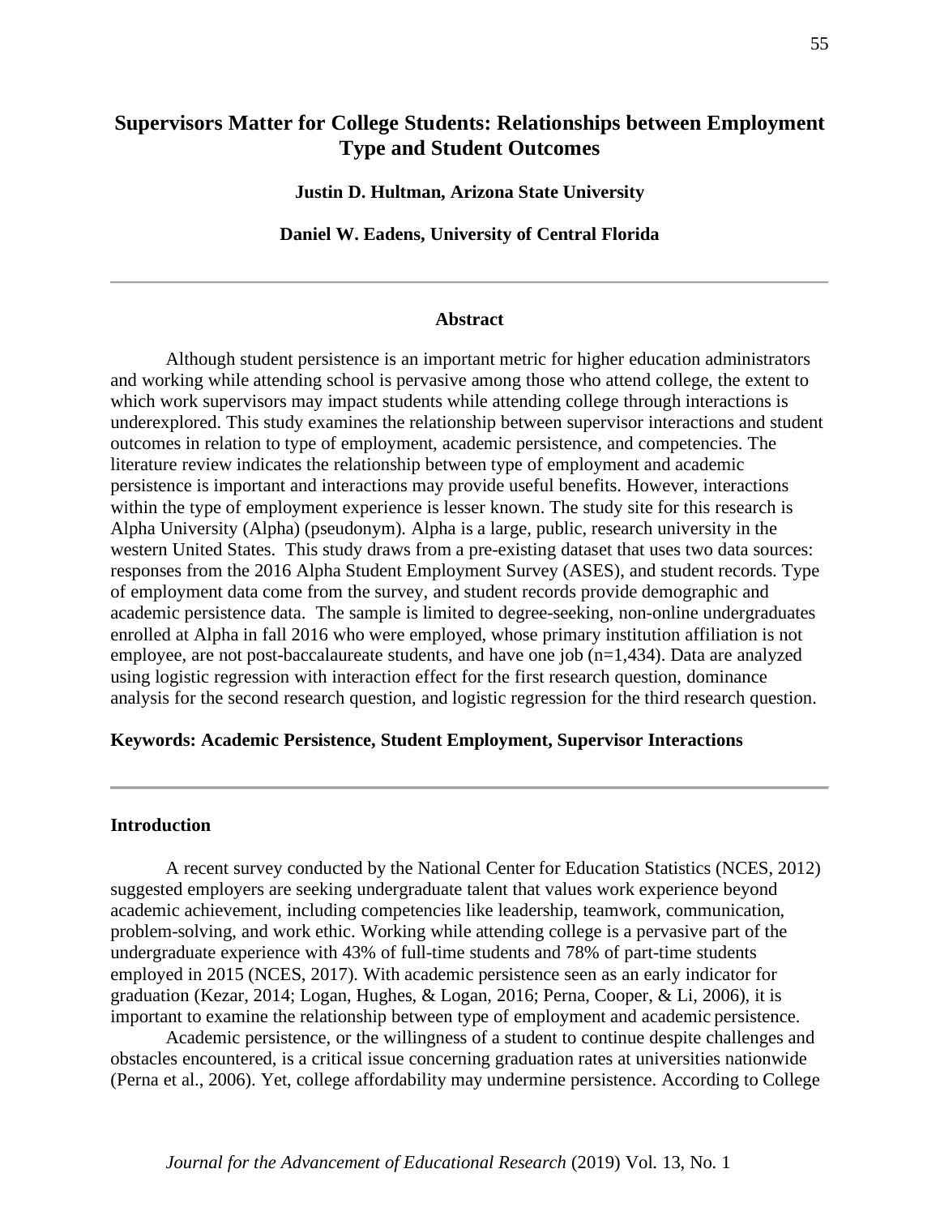# Supervisors Matter for College Students: Relationships between Employment Type and Student Outcomes

**Justin D. Hultman, Arizona State University**

**Daniel W. Eadens, University of Central Florida**

---

## Abstract

Although student persistence is an important metric for higher education administrators and working while attending school is pervasive among those who attend college, the extent to which work supervisors may impact students while attending college through interactions is underexplored. This study examines the relationship between supervisor interactions and student outcomes in relation to type of employment, academic persistence, and competencies. The literature review indicates the relationship between type of employment and academic persistence is important and interactions may provide useful benefits. However, interactions within the type of employment experience is lesser known. The study site for this research is Alpha University (Alpha) (pseudonym). Alpha is a large, public, research university in the western United States. This study draws from a pre-existing dataset that uses two data sources: responses from the 2016 Alpha Student Employment Survey (ASES), and student records. Type of employment data come from the survey, and student records provide demographic and academic persistence data. The sample is limited to degree-seeking, non-online undergraduates enrolled at Alpha in fall 2016 who were employed, whose primary institution affiliation is not employee, are not post-baccalaureate students, and have one job (n=1,434). Data are analyzed using logistic regression with interaction effect for the first research question, dominance analysis for the second research question, and logistic regression for the third research question.

**Keywords: Academic Persistence, Student Employment, Supervisor Interactions**

---

## Introduction

A recent survey conducted by the National Center for Education Statistics (NCES, 2012) suggested employers are seeking undergraduate talent that values work experience beyond academic achievement, including competencies like leadership, teamwork, communication, problem-solving, and work ethic. Working while attending college is a pervasive part of the undergraduate experience with 43% of full-time students and 78% of part-time students employed in 2015 (NCES, 2017). With academic persistence seen as an early indicator for graduation (Kezar, 2014; Logan, Hughes, & Logan, 2016; Perna, Cooper, & Li, 2006), it is important to examine the relationship between type of employment and academic persistence.

Academic persistence, or the willingness of a student to continue despite challenges and obstacles encountered, is a critical issue concerning graduation rates at universities nationwide (Perna et al., 2006). Yet, college affordability may undermine persistence. According to College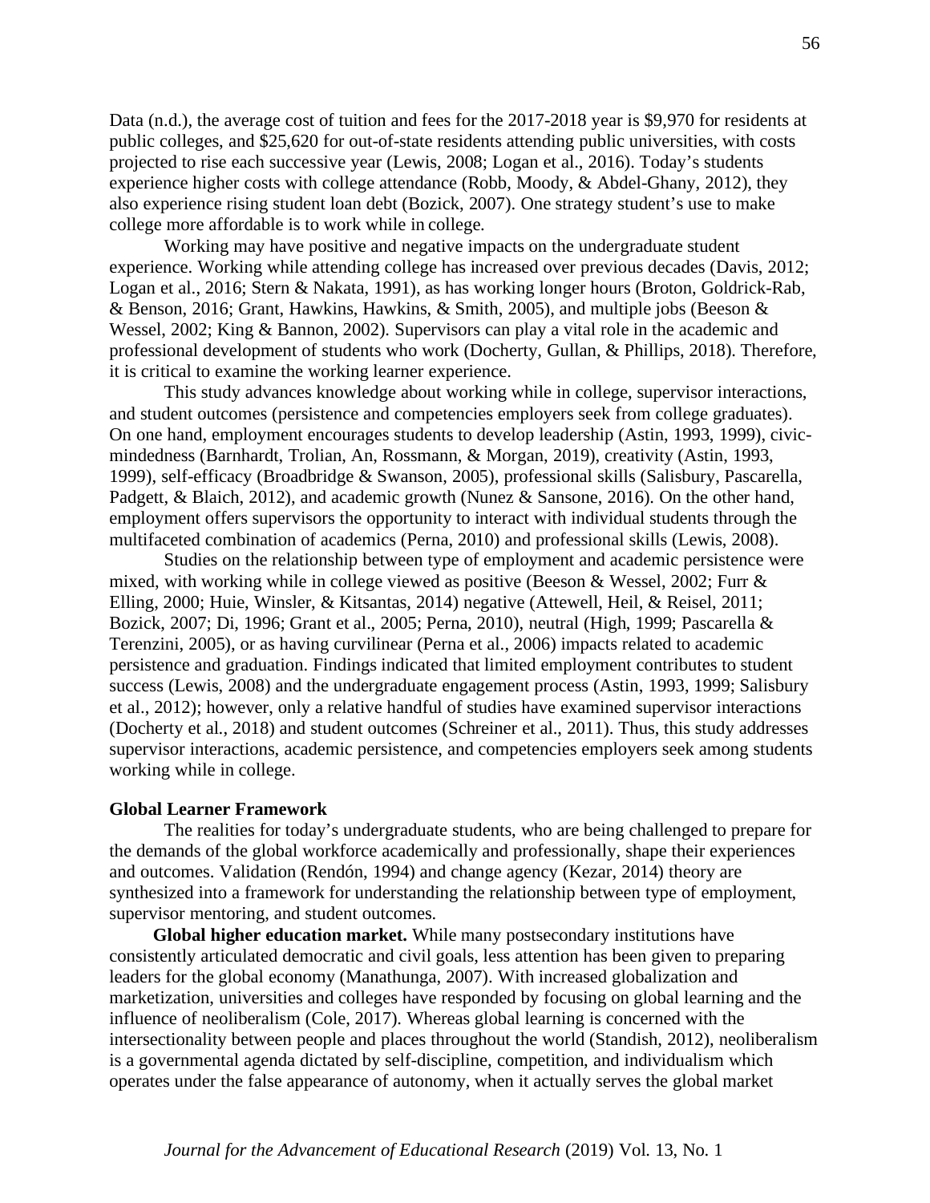Data (n.d.), the average cost of tuition and fees for the 2017-2018 year is $9,970 for residents at public colleges, and $25,620 for out-of-state residents attending public universities, with costs projected to rise each successive year (Lewis, 2008; Logan et al., 2016). Today's students experience higher costs with college attendance (Robb, Moody, & Abdel-Ghany, 2012), they also experience rising student loan debt (Bozick, 2007). One strategy student's use to make college more affordable is to work while in college.

Working may have positive and negative impacts on the undergraduate student experience. Working while attending college has increased over previous decades (Davis, 2012; Logan et al., 2016; Stern & Nakata, 1991), as has working longer hours (Broton, Goldrick-Rab, & Benson, 2016; Grant, Hawkins, Hawkins, & Smith, 2005), and multiple jobs (Beeson & Wessel, 2002; King & Bannon, 2002). Supervisors can play a vital role in the academic and professional development of students who work (Docherty, Gullan, & Phillips, 2018). Therefore, it is critical to examine the working learner experience.

This study advances knowledge about working while in college, supervisor interactions, and student outcomes (persistence and competencies employers seek from college graduates). On one hand, employment encourages students to develop leadership (Astin, 1993, 1999), civic-mindedness (Barnhardt, Trolian, An, Rossmann, & Morgan, 2019), creativity (Astin, 1993, 1999), self-efficacy (Broadbridge & Swanson, 2005), professional skills (Salisbury, Pascarella, Padgett, & Blaich, 2012), and academic growth (Nunez & Sansone, 2016). On the other hand, employment offers supervisors the opportunity to interact with individual students through the multifaceted combination of academics (Perna, 2010) and professional skills (Lewis, 2008).

Studies on the relationship between type of employment and academic persistence were mixed, with working while in college viewed as positive (Beeson & Wessel, 2002; Furr & Elling, 2000; Huie, Winsler, & Kitsantas, 2014) negative (Attewell, Heil, & Reisel, 2011; Bozick, 2007; Di, 1996; Grant et al., 2005; Perna, 2010), neutral (High, 1999; Pascarella & Terenzini, 2005), or as having curvilinear (Perna et al., 2006) impacts related to academic persistence and graduation. Findings indicated that limited employment contributes to student success (Lewis, 2008) and the undergraduate engagement process (Astin, 1993, 1999; Salisbury et al., 2012); however, only a relative handful of studies have examined supervisor interactions (Docherty et al., 2018) and student outcomes (Schreiner et al., 2011). Thus, this study addresses supervisor interactions, academic persistence, and competencies employers seek among students working while in college.

## Global Learner Framework

The realities for today's undergraduate students, who are being challenged to prepare for the demands of the global workforce academically and professionally, shape their experiences and outcomes. Validation (Rendón, 1994) and change agency (Kezar, 2014) theory are synthesized into a framework for understanding the relationship between type of employment, supervisor mentoring, and student outcomes.

**Global higher education market.** While many postsecondary institutions have consistently articulated democratic and civil goals, less attention has been given to preparing leaders for the global economy (Manathunga, 2007). With increased globalization and marketization, universities and colleges have responded by focusing on global learning and the influence of neoliberalism (Cole, 2017). Whereas global learning is concerned with the intersectionality between people and places throughout the world (Standish, 2012), neoliberalism is a governmental agenda dictated by self-discipline, competition, and individualism which operates under the false appearance of autonomy, when it actually serves the global market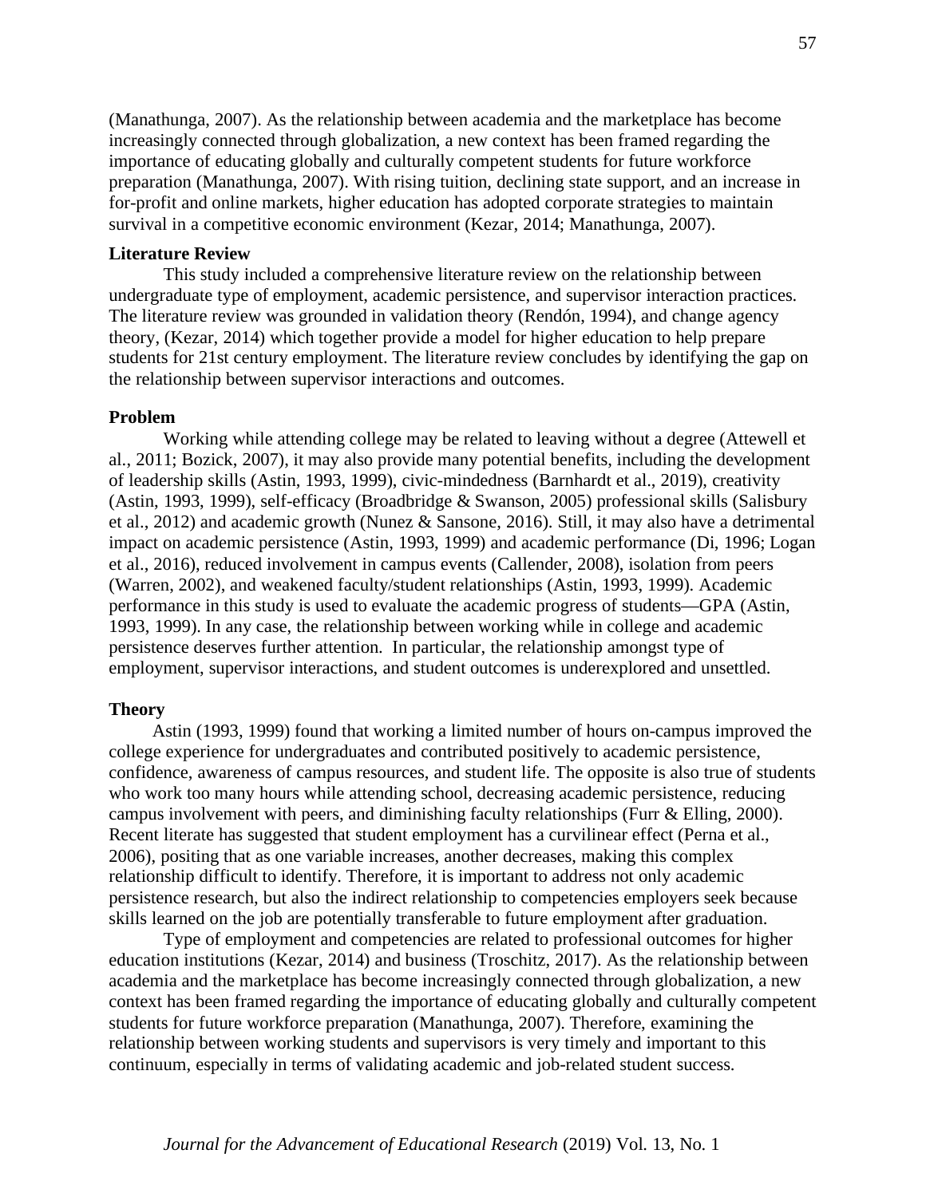(Manathunga, 2007). As the relationship between academia and the marketplace has become increasingly connected through globalization, a new context has been framed regarding the importance of educating globally and culturally competent students for future workforce preparation (Manathunga, 2007). With rising tuition, declining state support, and an increase in for-profit and online markets, higher education has adopted corporate strategies to maintain survival in a competitive economic environment (Kezar, 2014; Manathunga, 2007).

## Literature Review

This study included a comprehensive literature review on the relationship between undergraduate type of employment, academic persistence, and supervisor interaction practices. The literature review was grounded in validation theory (Rendón, 1994), and change agency theory, (Kezar, 2014) which together provide a model for higher education to help prepare students for 21st century employment. The literature review concludes by identifying the gap on the relationship between supervisor interactions and outcomes.

## Problem

Working while attending college may be related to leaving without a degree (Attewell et al., 2011; Bozick, 2007), it may also provide many potential benefits, including the development of leadership skills (Astin, 1993, 1999), civic-mindedness (Barnhardt et al., 2019), creativity (Astin, 1993, 1999), self-efficacy (Broadbridge & Swanson, 2005) professional skills (Salisbury et al., 2012) and academic growth (Nunez & Sansone, 2016). Still, it may also have a detrimental impact on academic persistence (Astin, 1993, 1999) and academic performance (Di, 1996; Logan et al., 2016), reduced involvement in campus events (Callender, 2008), isolation from peers (Warren, 2002), and weakened faculty/student relationships (Astin, 1993, 1999). Academic performance in this study is used to evaluate the academic progress of students—GPA (Astin, 1993, 1999). In any case, the relationship between working while in college and academic persistence deserves further attention. In particular, the relationship amongst type of employment, supervisor interactions, and student outcomes is underexplored and unsettled.

## Theory

Astin (1993, 1999) found that working a limited number of hours on-campus improved the college experience for undergraduates and contributed positively to academic persistence, confidence, awareness of campus resources, and student life. The opposite is also true of students who work too many hours while attending school, decreasing academic persistence, reducing campus involvement with peers, and diminishing faculty relationships (Furr & Elling, 2000). Recent literate has suggested that student employment has a curvilinear effect (Perna et al., 2006), positing that as one variable increases, another decreases, making this complex relationship difficult to identify. Therefore, it is important to address not only academic persistence research, but also the indirect relationship to competencies employers seek because skills learned on the job are potentially transferable to future employment after graduation.

Type of employment and competencies are related to professional outcomes for higher education institutions (Kezar, 2014) and business (Troschitz, 2017). As the relationship between academia and the marketplace has become increasingly connected through globalization, a new context has been framed regarding the importance of educating globally and culturally competent students for future workforce preparation (Manathunga, 2007). Therefore, examining the relationship between working students and supervisors is very timely and important to this continuum, especially in terms of validating academic and job-related student success.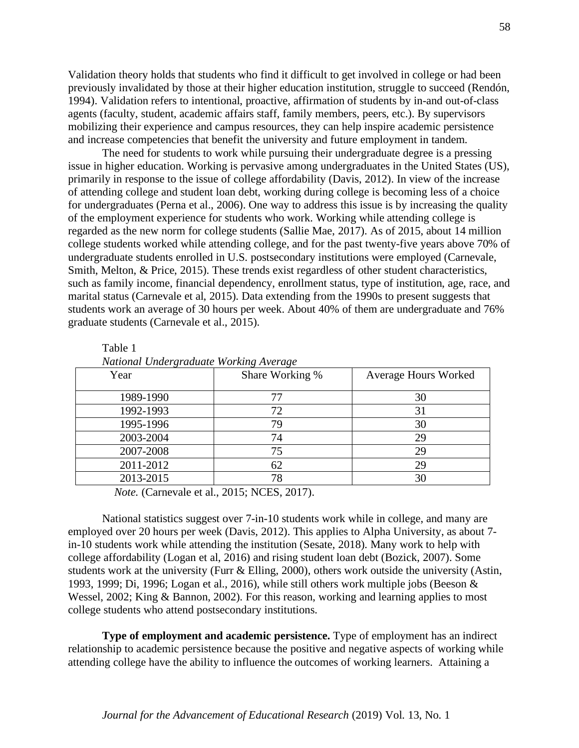Validation theory holds that students who find it difficult to get involved in college or had been previously invalidated by those at their higher education institution, struggle to succeed (Rendón, 1994). Validation refers to intentional, proactive, affirmation of students by in-and out-of-class agents (faculty, student, academic affairs staff, family members, peers, etc.). By supervisors mobilizing their experience and campus resources, they can help inspire academic persistence and increase competencies that benefit the university and future employment in tandem.

The need for students to work while pursuing their undergraduate degree is a pressing issue in higher education. Working is pervasive among undergraduates in the United States (US), primarily in response to the issue of college affordability (Davis, 2012). In view of the increase of attending college and student loan debt, working during college is becoming less of a choice for undergraduates (Perna et al., 2006). One way to address this issue is by increasing the quality of the employment experience for students who work. Working while attending college is regarded as the new norm for college students (Sallie Mae, 2017). As of 2015, about 14 million college students worked while attending college, and for the past twenty-five years above 70% of undergraduate students enrolled in U.S. postsecondary institutions were employed (Carnevale, Smith, Melton, & Price, 2015). These trends exist regardless of other student characteristics, such as family income, financial dependency, enrollment status, type of institution, age, race, and marital status (Carnevale et al, 2015). Data extending from the 1990s to present suggests that students work an average of 30 hours per week. About 40% of them are undergraduate and 76% graduate students (Carnevale et al., 2015).

Table 1
*National Undergraduate Working Average*

| Year | Share Working % | Average Hours Worked |
|---|---|---|
| 1989-1990 | 77 | 30 |
| 1992-1993 | 72 | 31 |
| 1995-1996 | 79 | 30 |
| 2003-2004 | 74 | 29 |
| 2007-2008 | 75 | 29 |
| 2011-2012 | 62 | 29 |
| 2013-2015 | 78 | 30 |

*Note.* (Carnevale et al., 2015; NCES, 2017).

National statistics suggest over 7-in-10 students work while in college, and many are employed over 20 hours per week (Davis, 2012). This applies to Alpha University, as about 7-in-10 students work while attending the institution (Sesate, 2018). Many work to help with college affordability (Logan et al, 2016) and rising student loan debt (Bozick, 2007). Some students work at the university (Furr & Elling, 2000), others work outside the university (Astin, 1993, 1999; Di, 1996; Logan et al., 2016), while still others work multiple jobs (Beeson & Wessel, 2002; King & Bannon, 2002). For this reason, working and learning applies to most college students who attend postsecondary institutions.

**Type of employment and academic persistence.** Type of employment has an indirect relationship to academic persistence because the positive and negative aspects of working while attending college have the ability to influence the outcomes of working learners. Attaining a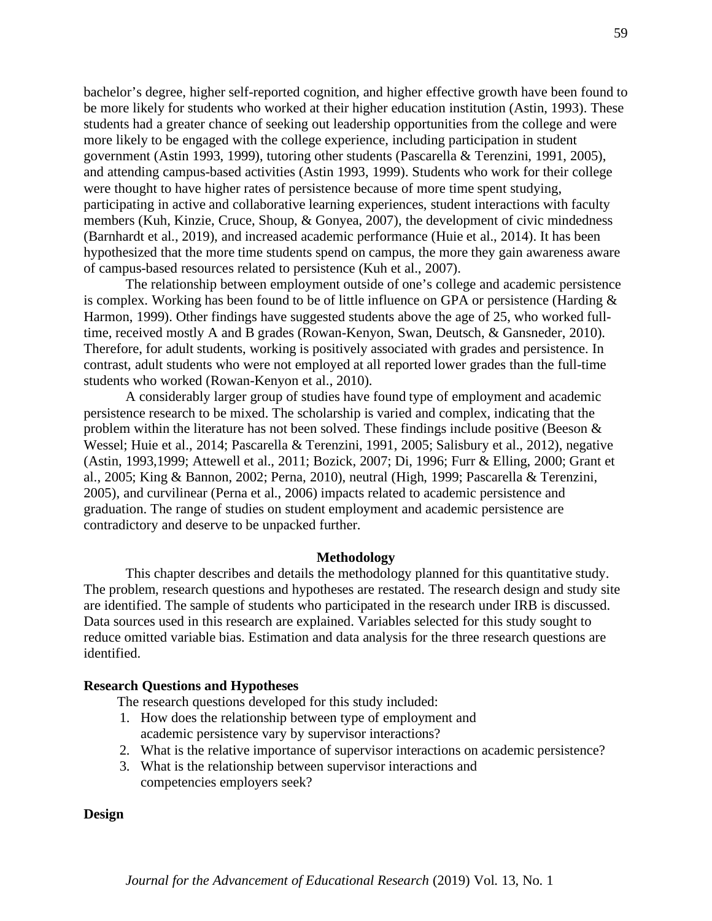bachelor's degree, higher self-reported cognition, and higher effective growth have been found to be more likely for students who worked at their higher education institution (Astin, 1993). These students had a greater chance of seeking out leadership opportunities from the college and were more likely to be engaged with the college experience, including participation in student government (Astin 1993, 1999), tutoring other students (Pascarella & Terenzini, 1991, 2005), and attending campus-based activities (Astin 1993, 1999). Students who work for their college were thought to have higher rates of persistence because of more time spent studying, participating in active and collaborative learning experiences, student interactions with faculty members (Kuh, Kinzie, Cruce, Shoup, & Gonyea, 2007), the development of civic mindedness (Barnhardt et al., 2019), and increased academic performance (Huie et al., 2014). It has been hypothesized that the more time students spend on campus, the more they gain awareness aware of campus-based resources related to persistence (Kuh et al., 2007).

The relationship between employment outside of one's college and academic persistence is complex. Working has been found to be of little influence on GPA or persistence (Harding & Harmon, 1999). Other findings have suggested students above the age of 25, who worked full-time, received mostly A and B grades (Rowan-Kenyon, Swan, Deutsch, & Gansneder, 2010). Therefore, for adult students, working is positively associated with grades and persistence. In contrast, adult students who were not employed at all reported lower grades than the full-time students who worked (Rowan-Kenyon et al., 2010).

A considerably larger group of studies have found type of employment and academic persistence research to be mixed. The scholarship is varied and complex, indicating that the problem within the literature has not been solved. These findings include positive (Beeson & Wessel; Huie et al., 2014; Pascarella & Terenzini, 1991, 2005; Salisbury et al., 2012), negative (Astin, 1993,1999; Attewell et al., 2011; Bozick, 2007; Di, 1996; Furr & Elling, 2000; Grant et al., 2005; King & Bannon, 2002; Perna, 2010), neutral (High, 1999; Pascarella & Terenzini, 2005), and curvilinear (Perna et al., 2006) impacts related to academic persistence and graduation. The range of studies on student employment and academic persistence are contradictory and deserve to be unpacked further.

## Methodology

This chapter describes and details the methodology planned for this quantitative study. The problem, research questions and hypotheses are restated. The research design and study site are identified. The sample of students who participated in the research under IRB is discussed. Data sources used in this research are explained. Variables selected for this study sought to reduce omitted variable bias. Estimation and data analysis for the three research questions are identified.

### Research Questions and Hypotheses

The research questions developed for this study included:

1. How does the relationship between type of employment and academic persistence vary by supervisor interactions?
2. What is the relative importance of supervisor interactions on academic persistence?
3. What is the relationship between supervisor interactions and competencies employers seek?

### Design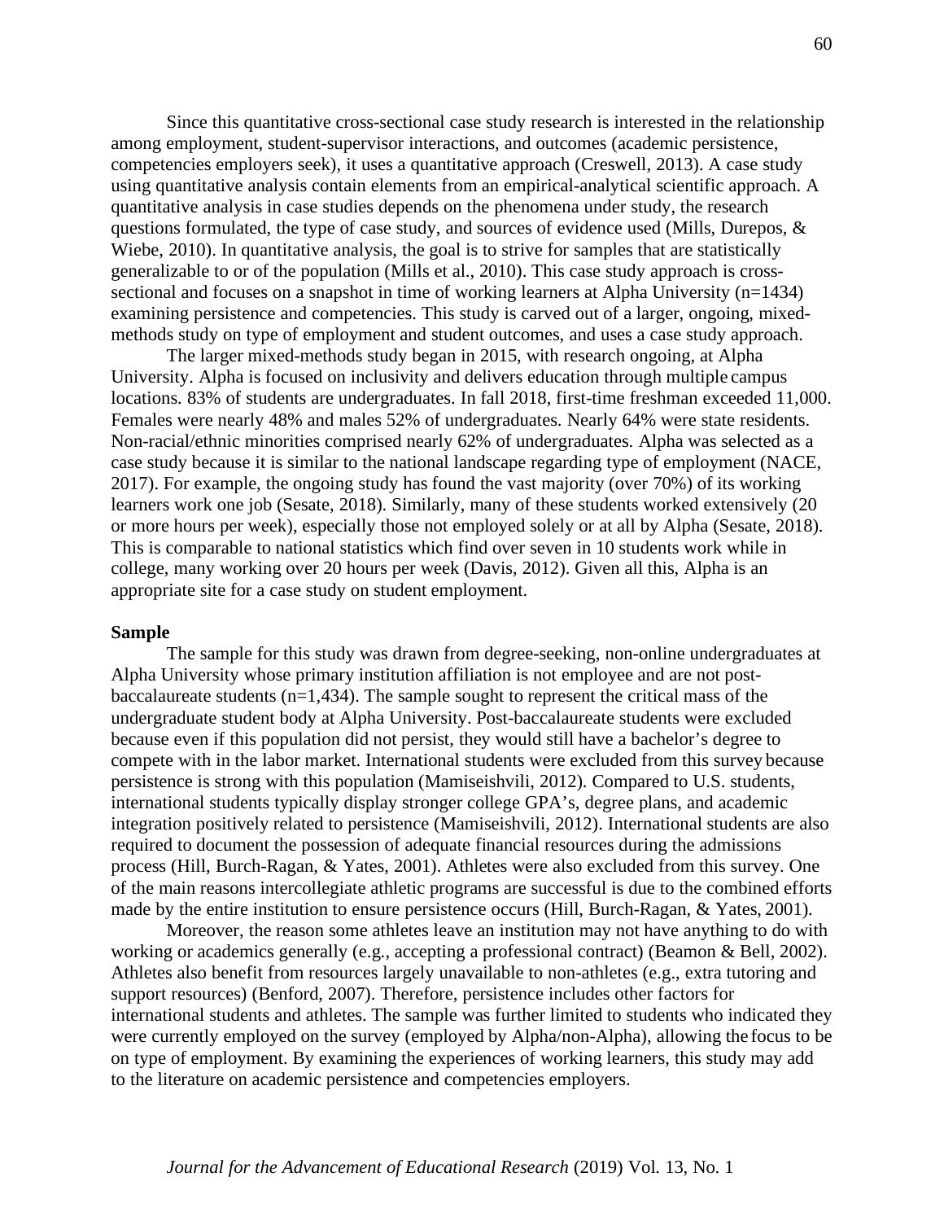Since this quantitative cross-sectional case study research is interested in the relationship among employment, student-supervisor interactions, and outcomes (academic persistence, competencies employers seek), it uses a quantitative approach (Creswell, 2013). A case study using quantitative analysis contain elements from an empirical-analytical scientific approach. A quantitative analysis in case studies depends on the phenomena under study, the research questions formulated, the type of case study, and sources of evidence used (Mills, Durepos, & Wiebe, 2010). In quantitative analysis, the goal is to strive for samples that are statistically generalizable to or of the population (Mills et al., 2010). This case study approach is cross-sectional and focuses on a snapshot in time of working learners at Alpha University (n=1434) examining persistence and competencies. This study is carved out of a larger, ongoing, mixed-methods study on type of employment and student outcomes, and uses a case study approach.

The larger mixed-methods study began in 2015, with research ongoing, at Alpha University. Alpha is focused on inclusivity and delivers education through multiple campus locations. 83% of students are undergraduates. In fall 2018, first-time freshman exceeded 11,000. Females were nearly 48% and males 52% of undergraduates. Nearly 64% were state residents. Non-racial/ethnic minorities comprised nearly 62% of undergraduates. Alpha was selected as a case study because it is similar to the national landscape regarding type of employment (NACE, 2017). For example, the ongoing study has found the vast majority (over 70%) of its working learners work one job (Sesate, 2018). Similarly, many of these students worked extensively (20 or more hours per week), especially those not employed solely or at all by Alpha (Sesate, 2018). This is comparable to national statistics which find over seven in 10 students work while in college, many working over 20 hours per week (Davis, 2012). Given all this, Alpha is an appropriate site for a case study on student employment.

**Sample**

The sample for this study was drawn from degree-seeking, non-online undergraduates at Alpha University whose primary institution affiliation is not employee and are not post-baccalaureate students (n=1,434). The sample sought to represent the critical mass of the undergraduate student body at Alpha University. Post-baccalaureate students were excluded because even if this population did not persist, they would still have a bachelor's degree to compete with in the labor market. International students were excluded from this survey because persistence is strong with this population (Mamiseishvili, 2012). Compared to U.S. students, international students typically display stronger college GPA's, degree plans, and academic integration positively related to persistence (Mamiseishvili, 2012). International students are also required to document the possession of adequate financial resources during the admissions process (Hill, Burch-Ragan, & Yates, 2001). Athletes were also excluded from this survey. One of the main reasons intercollegiate athletic programs are successful is due to the combined efforts made by the entire institution to ensure persistence occurs (Hill, Burch-Ragan, & Yates, 2001).

Moreover, the reason some athletes leave an institution may not have anything to do with working or academics generally (e.g., accepting a professional contract) (Beamon & Bell, 2002). Athletes also benefit from resources largely unavailable to non-athletes (e.g., extra tutoring and support resources) (Benford, 2007). Therefore, persistence includes other factors for international students and athletes. The sample was further limited to students who indicated they were currently employed on the survey (employed by Alpha/non-Alpha), allowing the focus to be on type of employment. By examining the experiences of working learners, this study may add to the literature on academic persistence and competencies employers.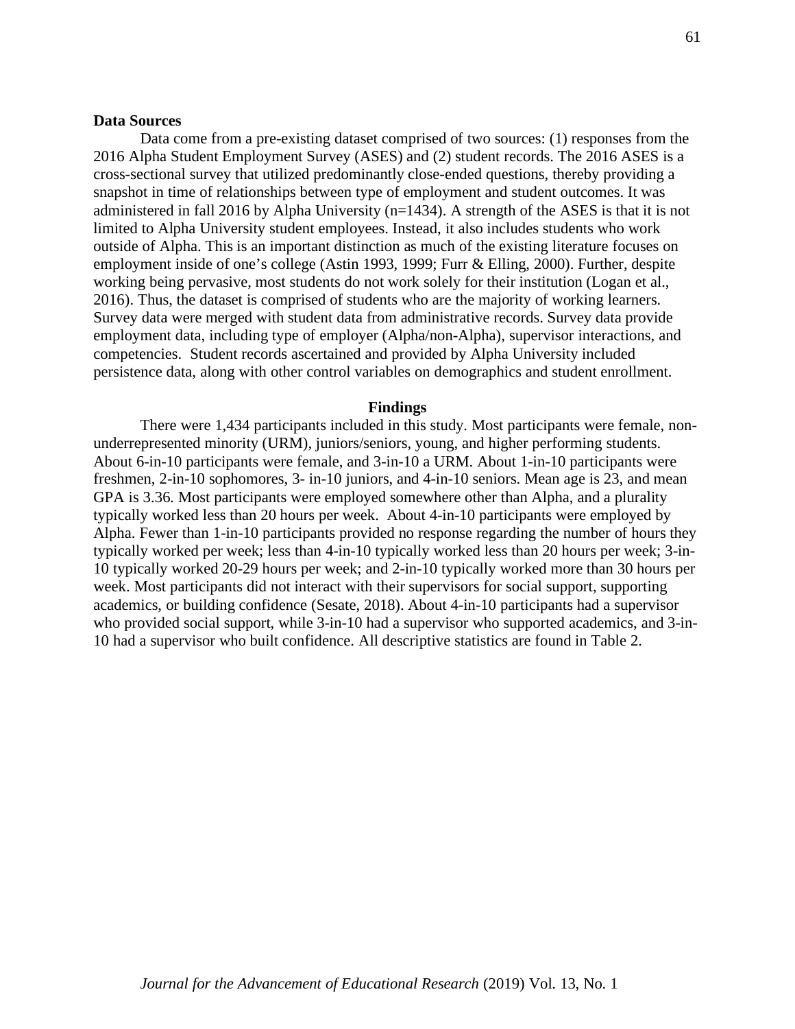**Data Sources**

Data come from a pre-existing dataset comprised of two sources: (1) responses from the 2016 Alpha Student Employment Survey (ASES) and (2) student records. The 2016 ASES is a cross-sectional survey that utilized predominantly close-ended questions, thereby providing a snapshot in time of relationships between type of employment and student outcomes. It was administered in fall 2016 by Alpha University (n=1434). A strength of the ASES is that it is not limited to Alpha University student employees. Instead, it also includes students who work outside of Alpha. This is an important distinction as much of the existing literature focuses on employment inside of one's college (Astin 1993, 1999; Furr & Elling, 2000). Further, despite working being pervasive, most students do not work solely for their institution (Logan et al., 2016). Thus, the dataset is comprised of students who are the majority of working learners. Survey data were merged with student data from administrative records. Survey data provide employment data, including type of employer (Alpha/non-Alpha), supervisor interactions, and competencies. Student records ascertained and provided by Alpha University included persistence data, along with other control variables on demographics and student enrollment.

## Findings

There were 1,434 participants included in this study. Most participants were female, non-underrepresented minority (URM), juniors/seniors, young, and higher performing students. About 6-in-10 participants were female, and 3-in-10 a URM. About 1-in-10 participants were freshmen, 2-in-10 sophomores, 3- in-10 juniors, and 4-in-10 seniors. Mean age is 23, and mean GPA is 3.36. Most participants were employed somewhere other than Alpha, and a plurality typically worked less than 20 hours per week. About 4-in-10 participants were employed by Alpha. Fewer than 1-in-10 participants provided no response regarding the number of hours they typically worked per week; less than 4-in-10 typically worked less than 20 hours per week; 3-in-10 typically worked 20-29 hours per week; and 2-in-10 typically worked more than 30 hours per week. Most participants did not interact with their supervisors for social support, supporting academics, or building confidence (Sesate, 2018). About 4-in-10 participants had a supervisor who provided social support, while 3-in-10 had a supervisor who supported academics, and 3-in-10 had a supervisor who built confidence. All descriptive statistics are found in Table 2.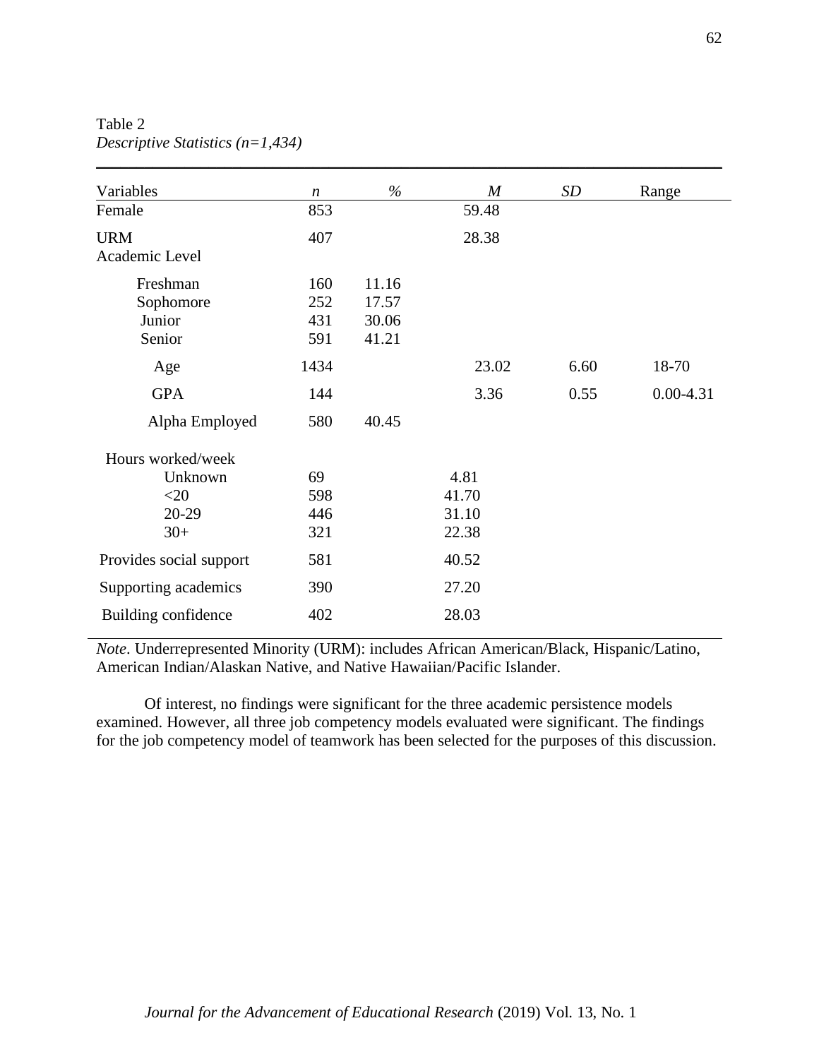Table 2
*Descriptive Statistics (n=1,434)*

| Variables | *n* | % | *M* | *SD* | Range |
|---|---|---|---|---|---|
| Female | 853 | | 59.48 | | |
| URM | 407 | | 28.38 | | |
| Academic Level | | | | | |
| Freshman | 160 | 11.16 | | | |
| Sophomore | 252 | 17.57 | | | |
| Junior | 431 | 30.06 | | | |
| Senior | 591 | 41.21 | | | |
| Age | 1434 | | 23.02 | 6.60 | 18-70 |
| GPA | 144 | | 3.36 | 0.55 | 0.00-4.31 |
| Alpha Employed | 580 | 40.45 | | | |
| Hours worked/week | | | | | |
| Unknown | 69 | | 4.81 | | |
| <20 | 598 | | 41.70 | | |
| 20-29 | 446 | | 31.10 | | |
| 30+ | 321 | | 22.38 | | |
| Provides social support | 581 | | 40.52 | | |
| Supporting academics | 390 | | 27.20 | | |
| Building confidence | 402 | | 28.03 | | |

*Note*. Underrepresented Minority (URM): includes African American/Black, Hispanic/Latino, American Indian/Alaskan Native, and Native Hawaiian/Pacific Islander.

Of interest, no findings were significant for the three academic persistence models examined. However, all three job competency models evaluated were significant. The findings for the job competency model of teamwork has been selected for the purposes of this discussion.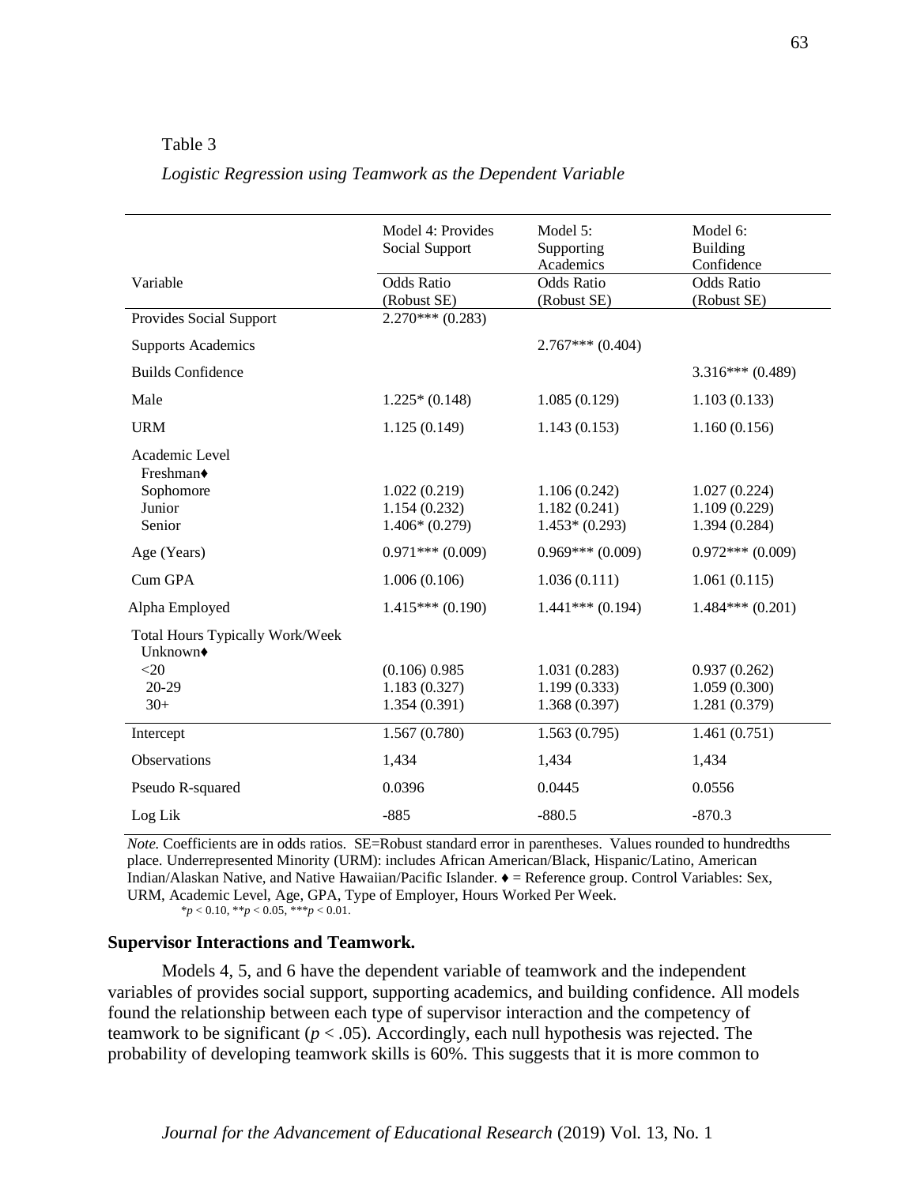Table 3

*Logistic Regression using Teamwork as the Dependent Variable*

| Variable | Model 4: Provides Social Support<br>Odds Ratio (Robust SE) | Model 5: Supporting Academics<br>Odds Ratio (Robust SE) | Model 6: Building Confidence<br>Odds Ratio (Robust SE) |
|---|---|---|---|
| Provides Social Support | 2.270*** (0.283) | | |
| Supports Academics | | 2.767*** (0.404) | |
| Builds Confidence | | | 3.316*** (0.489) |
| Male | 1.225* (0.148) | 1.085 (0.129) | 1.103 (0.133) |
| URM | 1.125 (0.149) | 1.143 (0.153) | 1.160 (0.156) |
| Academic Level | | | |
| Freshman♦ | | | |
| Sophomore | 1.022 (0.219) | 1.106 (0.242) | 1.027 (0.224) |
| Junior | 1.154 (0.232) | 1.182 (0.241) | 1.109 (0.229) |
| Senior | 1.406* (0.279) | 1.453* (0.293) | 1.394 (0.284) |
| Age (Years) | 0.971*** (0.009) | 0.969*** (0.009) | 0.972*** (0.009) |
| Cum GPA | 1.006 (0.106) | 1.036 (0.111) | 1.061 (0.115) |
| Alpha Employed | 1.415*** (0.190) | 1.441*** (0.194) | 1.484*** (0.201) |
| Total Hours Typically Work/Week | | | |
| Unknown♦ | | | |
| <20 | (0.106) 0.985 | 1.031 (0.283) | 0.937 (0.262) |
| 20-29 | 1.183 (0.327) | 1.199 (0.333) | 1.059 (0.300) |
| 30+ | 1.354 (0.391) | 1.368 (0.397) | 1.281 (0.379) |
| Intercept | 1.567 (0.780) | 1.563 (0.795) | 1.461 (0.751) |
| Observations | 1,434 | 1,434 | 1,434 |
| Pseudo R-squared | 0.0396 | 0.0445 | 0.0556 |
| Log Lik | -885 | -880.5 | -870.3 |

*Note.* Coefficients are in odds ratios. SE=Robust standard error in parentheses. Values rounded to hundredths place. Underrepresented Minority (URM): includes African American/Black, Hispanic/Latino, American Indian/Alaskan Native, and Native Hawaiian/Pacific Islander. ♦ = Reference group. Control Variables: Sex, URM, Academic Level, Age, GPA, Type of Employer, Hours Worked Per Week.
$^{*}p < 0.10$, $^{**}p < 0.05$, $^{***}p < 0.01$.

**Supervisor Interactions and Teamwork.**

Models 4, 5, and 6 have the dependent variable of teamwork and the independent variables of provides social support, supporting academics, and building confidence. All models found the relationship between each type of supervisor interaction and the competency of teamwork to be significant ($p < .05$). Accordingly, each null hypothesis was rejected. The probability of developing teamwork skills is 60%. This suggests that it is more common to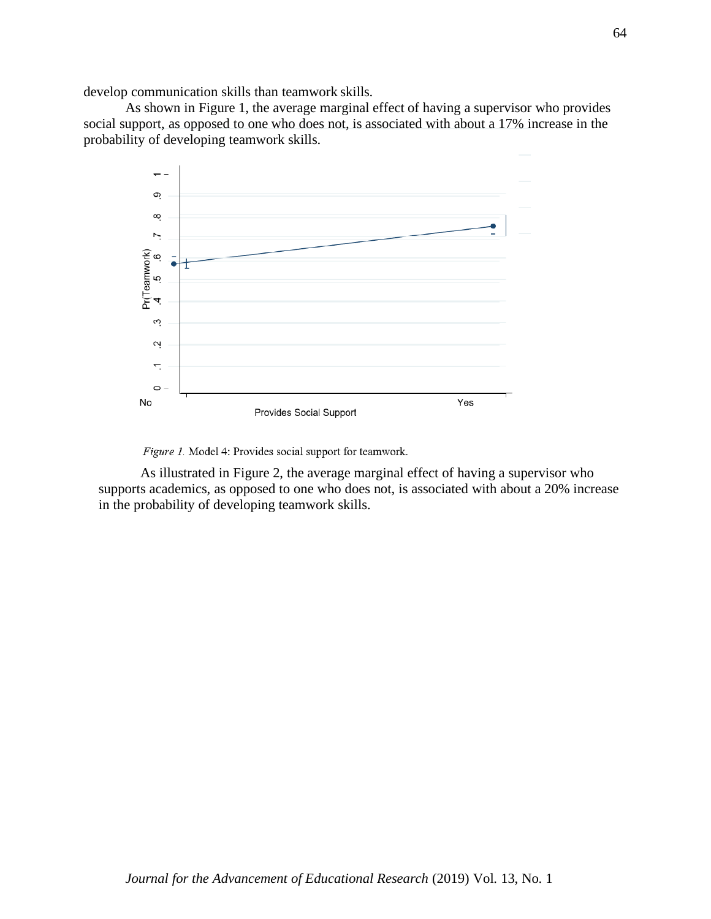develop communication skills than teamwork skills.

As shown in Figure 1, the average marginal effect of having a supervisor who provides social support, as opposed to one who does not, is associated with about a 17% increase in the probability of developing teamwork skills.

*Figure 1.* Model 4: Provides social support for teamwork.

As illustrated in Figure 2, the average marginal effect of having a supervisor who supports academics, as opposed to one who does not, is associated with about a 20% increase in the probability of developing teamwork skills.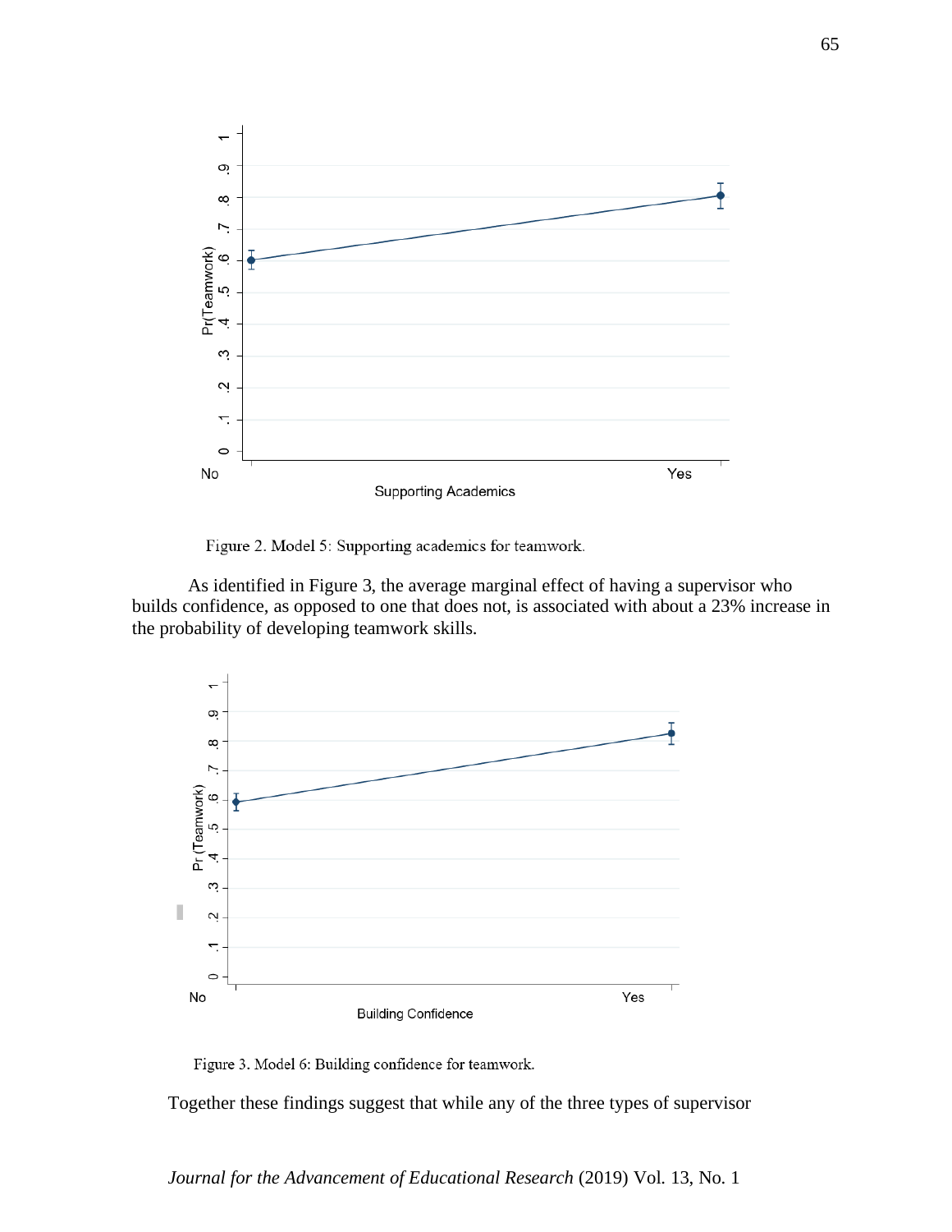Figure 2. Model 5: Supporting academics for teamwork.

As identified in Figure 3, the average marginal effect of having a supervisor who builds confidence, as opposed to one that does not, is associated with about a 23% increase in the probability of developing teamwork skills.

Figure 3. Model 6: Building confidence for teamwork.

Together these findings suggest that while any of the three types of supervisor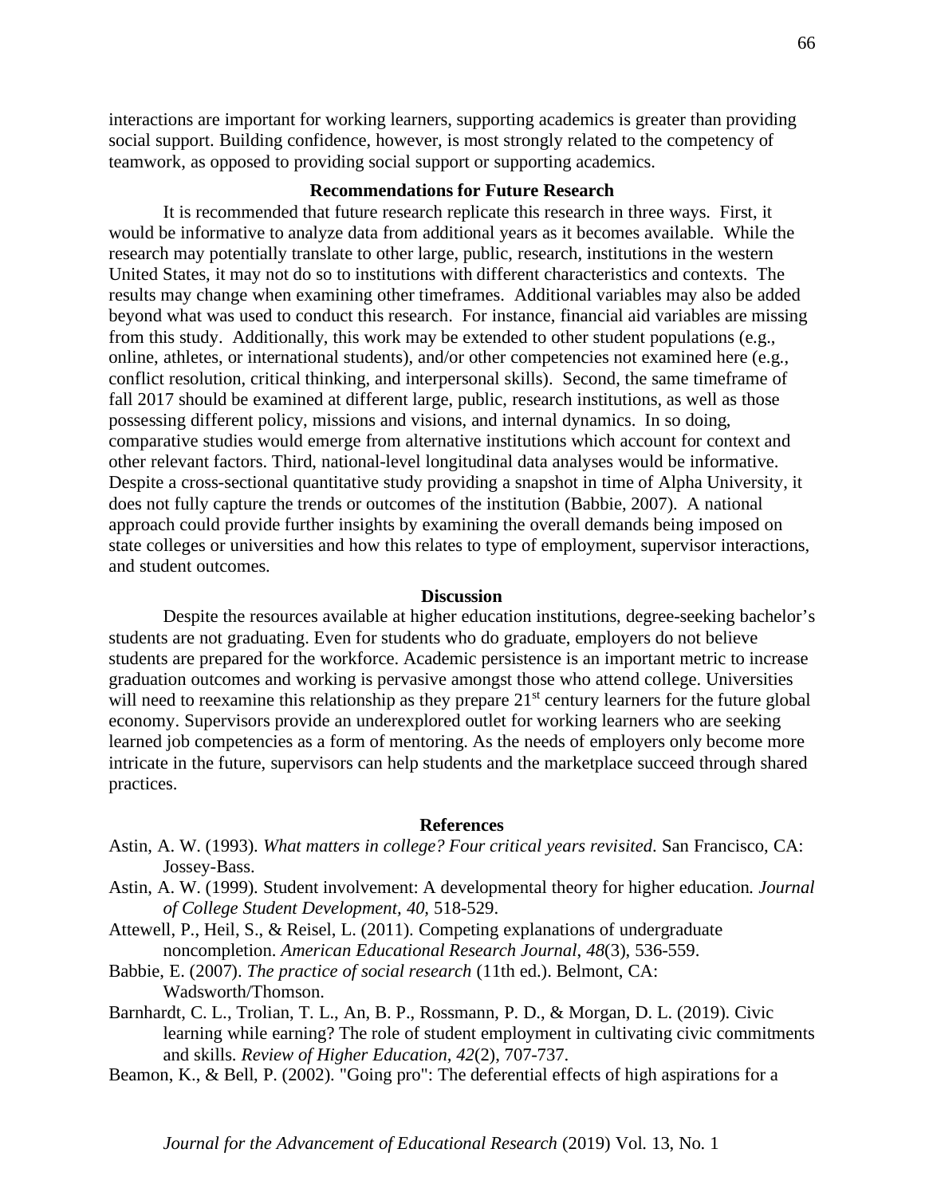interactions are important for working learners, supporting academics is greater than providing social support. Building confidence, however, is most strongly related to the competency of teamwork, as opposed to providing social support or supporting academics.

## Recommendations for Future Research

It is recommended that future research replicate this research in three ways. First, it would be informative to analyze data from additional years as it becomes available. While the research may potentially translate to other large, public, research, institutions in the western United States, it may not do so to institutions with different characteristics and contexts. The results may change when examining other timeframes. Additional variables may also be added beyond what was used to conduct this research. For instance, financial aid variables are missing from this study. Additionally, this work may be extended to other student populations (e.g., online, athletes, or international students), and/or other competencies not examined here (e.g., conflict resolution, critical thinking, and interpersonal skills). Second, the same timeframe of fall 2017 should be examined at different large, public, research institutions, as well as those possessing different policy, missions and visions, and internal dynamics. In so doing, comparative studies would emerge from alternative institutions which account for context and other relevant factors. Third, national-level longitudinal data analyses would be informative. Despite a cross-sectional quantitative study providing a snapshot in time of Alpha University, it does not fully capture the trends or outcomes of the institution (Babbie, 2007). A national approach could provide further insights by examining the overall demands being imposed on state colleges or universities and how this relates to type of employment, supervisor interactions, and student outcomes.

## Discussion

Despite the resources available at higher education institutions, degree-seeking bachelor's students are not graduating. Even for students who do graduate, employers do not believe students are prepared for the workforce. Academic persistence is an important metric to increase graduation outcomes and working is pervasive amongst those who attend college. Universities will need to reexamine this relationship as they prepare 21st century learners for the future global economy. Supervisors provide an underexplored outlet for working learners who are seeking learned job competencies as a form of mentoring. As the needs of employers only become more intricate in the future, supervisors can help students and the marketplace succeed through shared practices.

## References

Astin, A. W. (1993). *What matters in college? Four critical years revisited*. San Francisco, CA: Jossey-Bass.

Astin, A. W. (1999). Student involvement: A developmental theory for higher education. *Journal of College Student Development, 40*, 518-529.

Attewell, P., Heil, S., & Reisel, L. (2011). Competing explanations of undergraduate noncompletion. *American Educational Research Journal, 48*(3), 536-559.

Babbie, E. (2007). *The practice of social research* (11th ed.). Belmont, CA: Wadsworth/Thomson.

Barnhardt, C. L., Trolian, T. L., An, B. P., Rossmann, P. D., & Morgan, D. L. (2019). Civic learning while earning? The role of student employment in cultivating civic commitments and skills. *Review of Higher Education, 42*(2), 707-737.

Beamon, K., & Bell, P. (2002). "Going pro": The deferential effects of high aspirations for a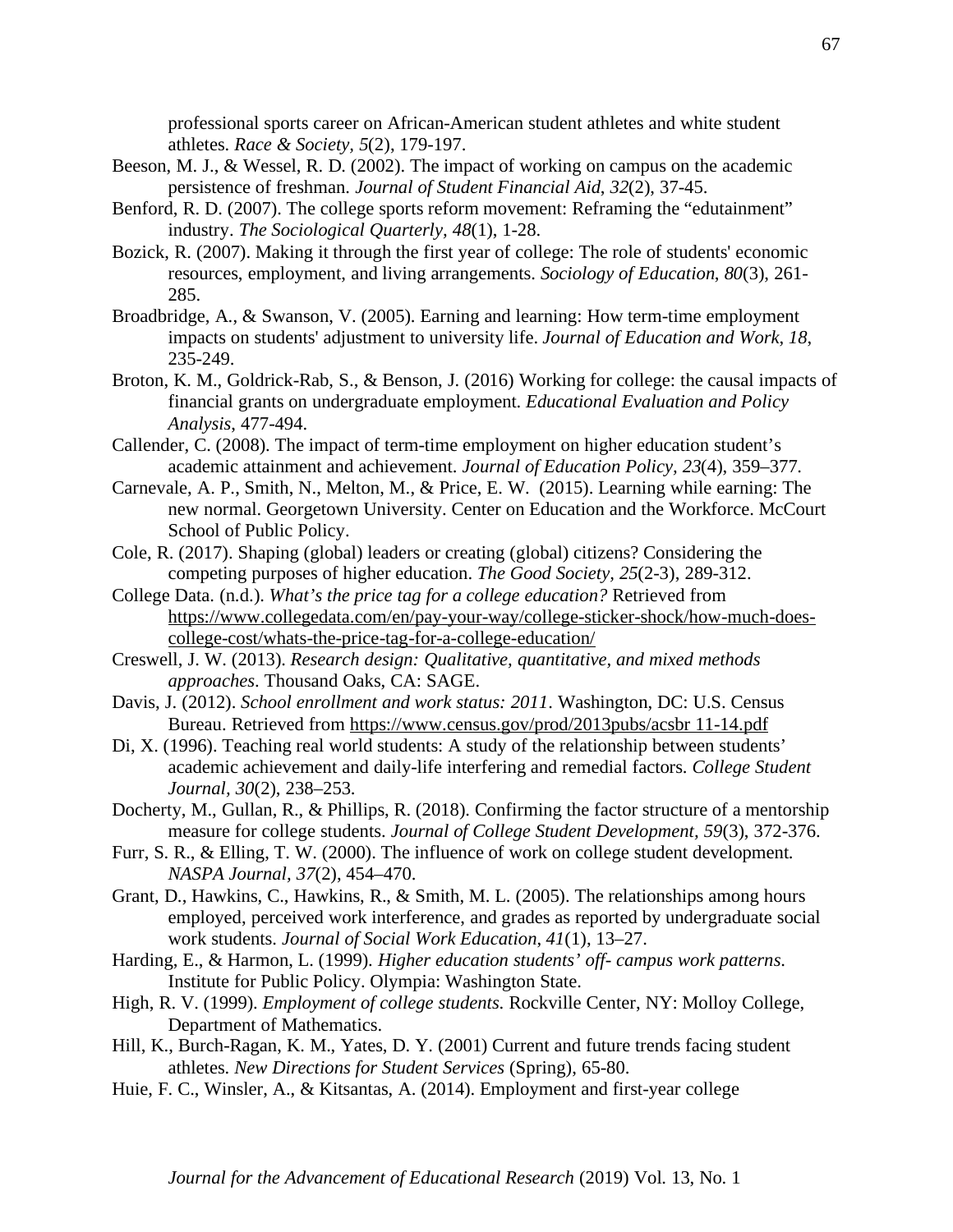professional sports career on African-American student athletes and white student athletes. *Race & Society, 5*(2), 179-197.

Beeson, M. J., & Wessel, R. D. (2002). The impact of working on campus on the academic persistence of freshman. *Journal of Student Financial Aid*, *32*(2), 37-45.

Benford, R. D. (2007). The college sports reform movement: Reframing the "edutainment" industry. *The Sociological Quarterly, 48*(1), 1-28.

Bozick, R. (2007). Making it through the first year of college: The role of students' economic resources, employment, and living arrangements. *Sociology of Education*, *80*(3), 261-285.

Broadbridge, A., & Swanson, V. (2005). Earning and learning: How term-time employment impacts on students' adjustment to university life. *Journal of Education and Work*, *18*, 235-249.

Broton, K. M., Goldrick-Rab, S., & Benson, J. (2016) Working for college: the causal impacts of financial grants on undergraduate employment. *Educational Evaluation and Policy Analysis*, 477-494.

Callender, C. (2008). The impact of term-time employment on higher education student's academic attainment and achievement. *Journal of Education Policy, 23*(4), 359–377.

Carnevale, A. P., Smith, N., Melton, M., & Price, E. W. (2015). Learning while earning: The new normal. Georgetown University. Center on Education and the Workforce. McCourt School of Public Policy.

Cole, R. (2017). Shaping (global) leaders or creating (global) citizens? Considering the competing purposes of higher education. *The Good Society, 25*(2-3), 289-312.

College Data. (n.d.). *What's the price tag for a college education?* Retrieved from https://www.collegedata.com/en/pay-your-way/college-sticker-shock/how-much-does-college-cost/whats-the-price-tag-for-a-college-education/

Creswell, J. W. (2013). *Research design: Qualitative, quantitative, and mixed methods approaches*. Thousand Oaks, CA: SAGE.

Davis, J. (2012). *School enrollment and work status: 2011*. Washington, DC: U.S. Census Bureau. Retrieved from https://www.census.gov/prod/2013pubs/acsbr 11-14.pdf

Di, X. (1996). Teaching real world students: A study of the relationship between students' academic achievement and daily-life interfering and remedial factors. *College Student Journal, 30*(2), 238–253.

Docherty, M., Gullan, R., & Phillips, R. (2018). Confirming the factor structure of a mentorship measure for college students. *Journal of College Student Development, 59*(3), 372-376.

Furr, S. R., & Elling, T. W. (2000). The influence of work on college student development. *NASPA Journal*, *37*(2), 454–470.

Grant, D., Hawkins, C., Hawkins, R., & Smith, M. L. (2005). The relationships among hours employed, perceived work interference, and grades as reported by undergraduate social work students. *Journal of Social Work Education*, *41*(1), 13–27.

Harding, E., & Harmon, L. (1999). *Higher education students' off- campus work patterns*. Institute for Public Policy. Olympia: Washington State.

High, R. V. (1999). *Employment of college students*. Rockville Center, NY: Molloy College, Department of Mathematics.

Hill, K., Burch-Ragan, K. M., Yates, D. Y. (2001) Current and future trends facing student athletes. *New Directions for Student Services* (Spring), 65-80.

Huie, F. C., Winsler, A., & Kitsantas, A. (2014). Employment and first-year college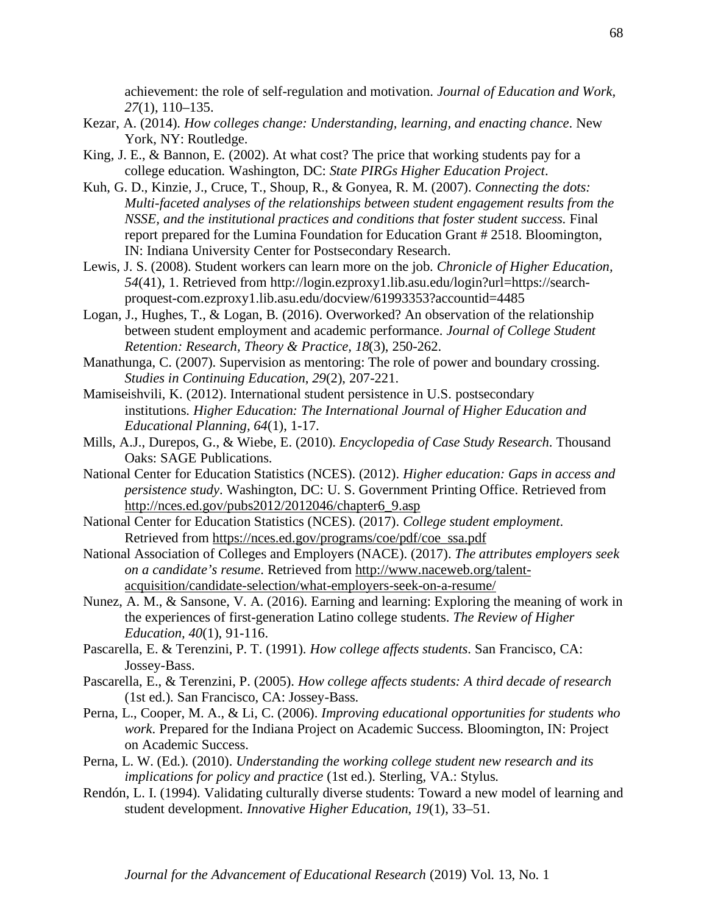achievement: the role of self-regulation and motivation. *Journal of Education and Work, 27*(1), 110–135.

Kezar, A. (2014). *How colleges change: Understanding, learning, and enacting chance*. New York, NY: Routledge.

King, J. E., & Bannon, E. (2002). At what cost? The price that working students pay for a college education. Washington, DC: *State PIRGs Higher Education Project*.

Kuh, G. D., Kinzie, J., Cruce, T., Shoup, R., & Gonyea, R. M. (2007). *Connecting the dots: Multi-faceted analyses of the relationships between student engagement results from the NSSE, and the institutional practices and conditions that foster student success*. Final report prepared for the Lumina Foundation for Education Grant # 2518. Bloomington, IN: Indiana University Center for Postsecondary Research.

Lewis, J. S. (2008). Student workers can learn more on the job. *Chronicle of Higher Education, 54*(41), 1. Retrieved from http://login.ezproxy1.lib.asu.edu/login?url=https://search-proquest-com.ezproxy1.lib.asu.edu/docview/61993353?accountid=4485

Logan, J., Hughes, T., & Logan, B. (2016). Overworked? An observation of the relationship between student employment and academic performance. *Journal of College Student Retention: Research, Theory & Practice, 18*(3), 250-262.

Manathunga, C. (2007). Supervision as mentoring: The role of power and boundary crossing. *Studies in Continuing Education, 29*(2), 207-221.

Mamiseishvili, K. (2012). International student persistence in U.S. postsecondary institutions. *Higher Education: The International Journal of Higher Education and Educational Planning, 64*(1), 1-17.

Mills, A.J., Durepos, G., & Wiebe, E. (2010). *Encyclopedia of Case Study Research*. Thousand Oaks: SAGE Publications.

National Center for Education Statistics (NCES). (2012). *Higher education: Gaps in access and persistence study*. Washington, DC: U. S. Government Printing Office. Retrieved from http://nces.ed.gov/pubs2012/2012046/chapter6_9.asp

National Center for Education Statistics (NCES). (2017). *College student employment*. Retrieved from https://nces.ed.gov/programs/coe/pdf/coe_ssa.pdf

National Association of Colleges and Employers (NACE). (2017). *The attributes employers seek on a candidate's resume*. Retrieved from http://www.naceweb.org/talent-acquisition/candidate-selection/what-employers-seek-on-a-resume/

Nunez, A. M., & Sansone, V. A. (2016). Earning and learning: Exploring the meaning of work in the experiences of first-generation Latino college students. *The Review of Higher Education, 40*(1), 91-116.

Pascarella, E. & Terenzini, P. T. (1991). *How college affects students*. San Francisco, CA: Jossey-Bass.

Pascarella, E., & Terenzini, P. (2005). *How college affects students: A third decade of research* (1st ed.). San Francisco, CA: Jossey-Bass.

Perna, L., Cooper, M. A., & Li, C. (2006). *Improving educational opportunities for students who work*. Prepared for the Indiana Project on Academic Success. Bloomington, IN: Project on Academic Success.

Perna, L. W. (Ed.). (2010). *Understanding the working college student new research and its implications for policy and practice* (1st ed.). Sterling, VA.: Stylus.

Rendón, L. I. (1994). Validating culturally diverse students: Toward a new model of learning and student development. *Innovative Higher Education, 19*(1), 33–51.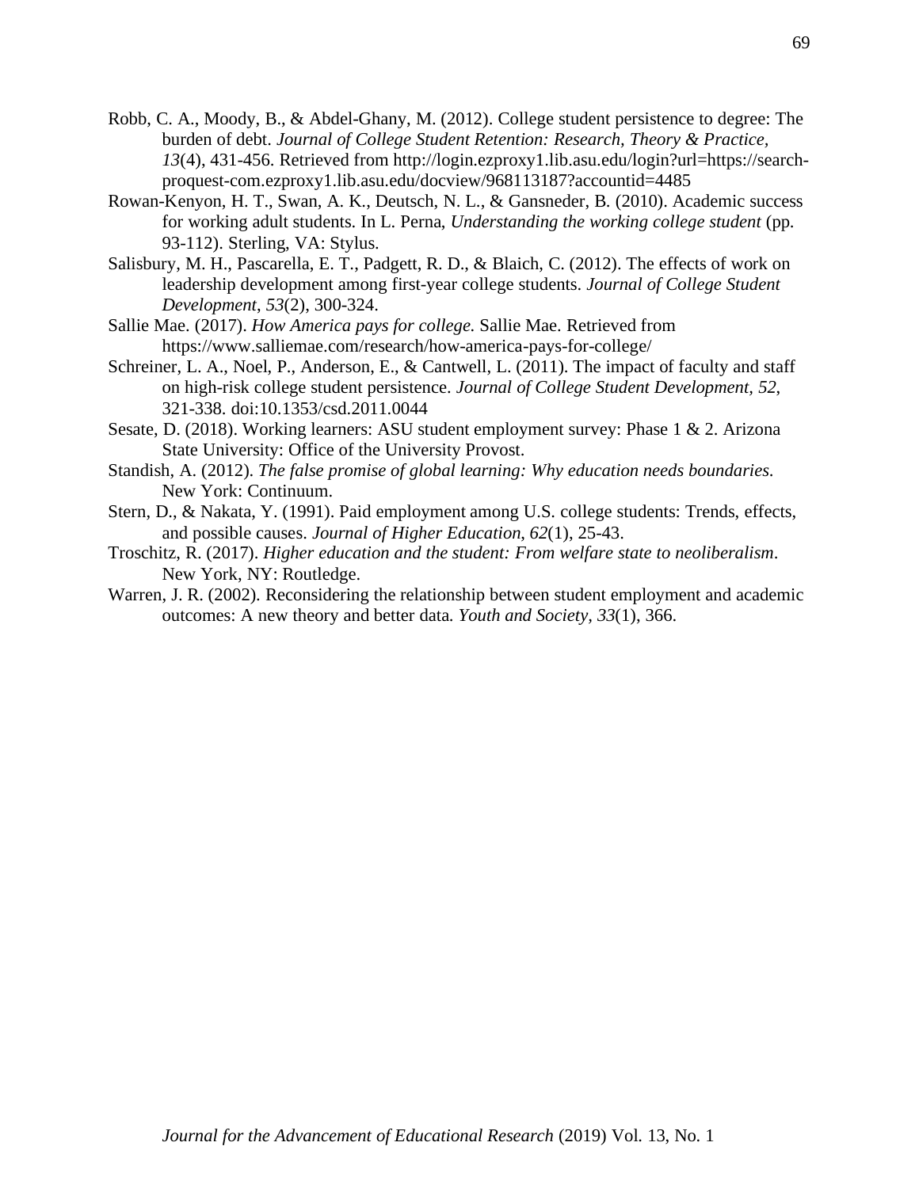Robb, C. A., Moody, B., & Abdel-Ghany, M. (2012). College student persistence to degree: The burden of debt. *Journal of College Student Retention: Research, Theory & Practice, 13*(4), 431-456. Retrieved from http://login.ezproxy1.lib.asu.edu/login?url=https://search-proquest-com.ezproxy1.lib.asu.edu/docview/968113187?accountid=4485

Rowan-Kenyon, H. T., Swan, A. K., Deutsch, N. L., & Gansneder, B. (2010). Academic success for working adult students. In L. Perna, *Understanding the working college student* (pp. 93-112). Sterling, VA: Stylus.

Salisbury, M. H., Pascarella, E. T., Padgett, R. D., & Blaich, C. (2012). The effects of work on leadership development among first-year college students. *Journal of College Student Development*, *53*(2), 300-324.

Sallie Mae. (2017). *How America pays for college.* Sallie Mae. Retrieved from https://www.salliemae.com/research/how-america-pays-for-college/

Schreiner, L. A., Noel, P., Anderson, E., & Cantwell, L. (2011). The impact of faculty and staff on high-risk college student persistence. *Journal of College Student Development, 52*, 321-338. doi:10.1353/csd.2011.0044

Sesate, D. (2018). Working learners: ASU student employment survey: Phase 1 & 2. Arizona State University: Office of the University Provost.

Standish, A. (2012). *The false promise of global learning: Why education needs boundaries.* New York: Continuum.

Stern, D., & Nakata, Y. (1991). Paid employment among U.S. college students: Trends, effects, and possible causes. *Journal of Higher Education*, *62*(1), 25-43.

Troschitz, R. (2017). *Higher education and the student: From welfare state to neoliberalism*. New York, NY: Routledge.

Warren, J. R. (2002). Reconsidering the relationship between student employment and academic outcomes: A new theory and better data. *Youth and Society, 33*(1), 366.